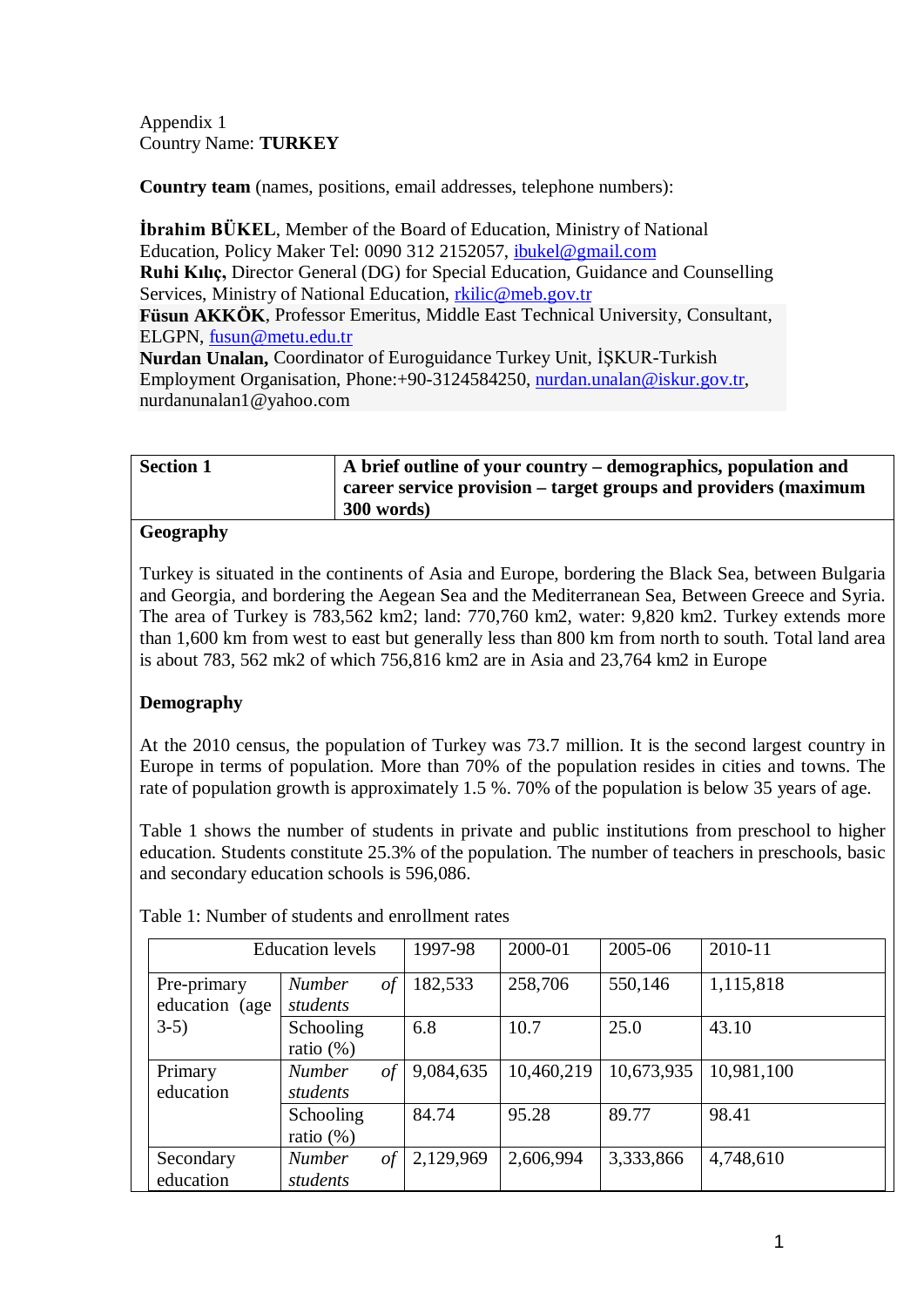Appendix 1
Country Name: **TURKEY**

**Country team** (names, positions, email addresses, telephone numbers):

**İbrahim BÜKEL**, Member of the Board of Education, Ministry of National Education, Policy Maker Tel: 0090 312 2152057, ibukel@gmail.com
**Ruhi Kılıç,** Director General (DG) for Special Education, Guidance and Counselling Services, Ministry of National Education, rkilic@meb.gov.tr
**Füsun AKKÖK**, Professor Emeritus, Middle East Technical University, Consultant, ELGPN, fusun@metu.edu.tr
**Nurdan Unalan,** Coordinator of Euroguidance Turkey Unit, İŞKUR-Turkish Employment Organisation, Phone:+90-3124584250, nurdan.unalan@iskur.gov.tr, nurdanunalan1@yahoo.com

| **Section 1** | **A brief outline of your country – demographics, population and career service provision – target groups and providers (maximum 300 words)** |
|---|---|

**Geography**

Turkey is situated in the continents of Asia and Europe, bordering the Black Sea, between Bulgaria and Georgia, and bordering the Aegean Sea and the Mediterranean Sea, Between Greece and Syria. The area of Turkey is 783,562 km2; land: 770,760 km2, water: 9,820 km2. Turkey extends more than 1,600 km from west to east but generally less than 800 km from north to south. Total land area is about 783, 562 mk2 of which 756,816 km2 are in Asia and 23,764 km2 in Europe

**Demography**

At the 2010 census, the population of Turkey was 73.7 million. It is the second largest country in Europe in terms of population. More than 70% of the population resides in cities and towns. The rate of population growth is approximately 1.5 %. 70% of the population is below 35 years of age.

Table 1 shows the number of students in private and public institutions from preschool to higher education. Students constitute 25.3% of the population. The number of teachers in preschools, basic and secondary education schools is 596,086.

Table 1: Number of students and enrollment rates

| Education levels | | 1997-98 | 2000-01 | 2005-06 | 2010-11 |
|---|---|---|---|---|---|
| Pre-primary education (age 3-5) | *Number of students* | 182,533 | 258,706 | 550,146 | 1,115,818 |
| | Schooling ratio (%) | 6.8 | 10.7 | 25.0 | 43.10 |
| Primary education | *Number of students* | 9,084,635 | 10,460,219 | 10,673,935 | 10,981,100 |
| | Schooling ratio (%) | 84.74 | 95.28 | 89.77 | 98.41 |
| Secondary education | *Number of students* | 2,129,969 | 2,606,994 | 3,333,866 | 4,748,610 |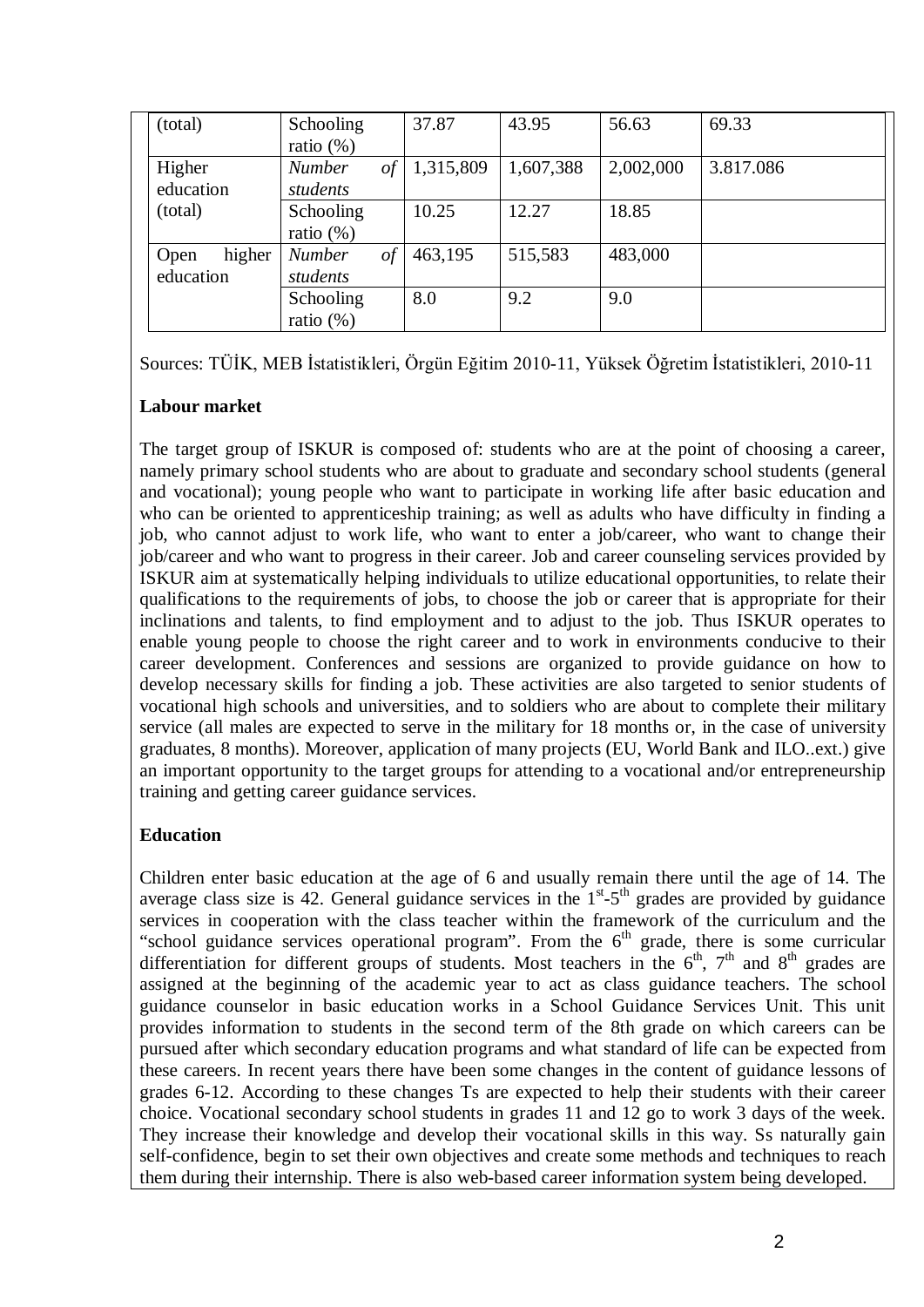| (total) | Schooling ratio (%) | 37.87 | 43.95 | 56.63 | 69.33 |
|---|---|---|---|---|---|
| Higher education (total) | *Number of students* | 1,315,809 | 1,607,388 | 2,002,000 | 3.817.086 |
| | Schooling ratio (%) | 10.25 | 12.27 | 18.85 | |
| Open higher education | *Number of students* | 463,195 | 515,583 | 483,000 | |
| | Schooling ratio (%) | 8.0 | 9.2 | 9.0 | |

Sources: TÜİK, MEB İstatistikleri, Örgün Eğitim 2010-11, Yüksek Öğretim İstatistikleri, 2010-11

**Labour market**

The target group of ISKUR is composed of: students who are at the point of choosing a career, namely primary school students who are about to graduate and secondary school students (general and vocational); young people who want to participate in working life after basic education and who can be oriented to apprenticeship training; as well as adults who have difficulty in finding a job, who cannot adjust to work life, who want to enter a job/career, who want to change their job/career and who want to progress in their career. Job and career counseling services provided by ISKUR aim at systematically helping individuals to utilize educational opportunities, to relate their qualifications to the requirements of jobs, to choose the job or career that is appropriate for their inclinations and talents, to find employment and to adjust to the job. Thus ISKUR operates to enable young people to choose the right career and to work in environments conducive to their career development. Conferences and sessions are organized to provide guidance on how to develop necessary skills for finding a job. These activities are also targeted to senior students of vocational high schools and universities, and to soldiers who are about to complete their military service (all males are expected to serve in the military for 18 months or, in the case of university graduates, 8 months). Moreover, application of many projects (EU, World Bank and ILO..ext.) give an important opportunity to the target groups for attending to a vocational and/or entrepreneurship training and getting career guidance services.

**Education**

Children enter basic education at the age of 6 and usually remain there until the age of 14. The average class size is 42. General guidance services in the 1st-5th grades are provided by guidance services in cooperation with the class teacher within the framework of the curriculum and the "school guidance services operational program". From the 6th grade, there is some curricular differentiation for different groups of students. Most teachers in the 6th, 7th and 8th grades are assigned at the beginning of the academic year to act as class guidance teachers. The school guidance counselor in basic education works in a School Guidance Services Unit. This unit provides information to students in the second term of the 8th grade on which careers can be pursued after which secondary education programs and what standard of life can be expected from these careers. In recent years there have been some changes in the content of guidance lessons of grades 6-12. According to these changes Ts are expected to help their students with their career choice. Vocational secondary school students in grades 11 and 12 go to work 3 days of the week. They increase their knowledge and develop their vocational skills in this way. Ss naturally gain self-confidence, begin to set their own objectives and create some methods and techniques to reach them during their internship. There is also web-based career information system being developed.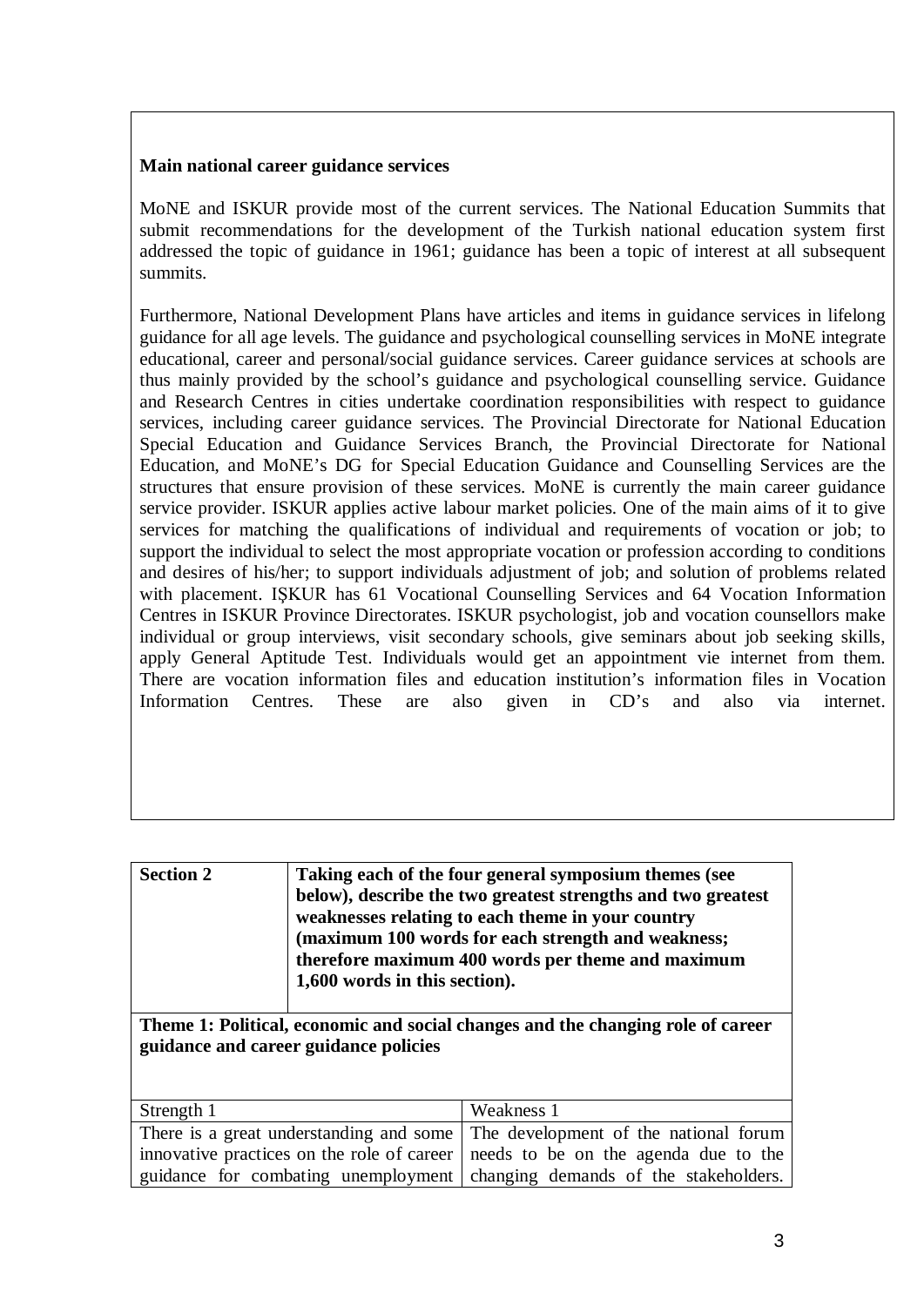**Main national career guidance services**

MoNE and ISKUR provide most of the current services. The National Education Summits that submit recommendations for the development of the Turkish national education system first addressed the topic of guidance in 1961; guidance has been a topic of interest at all subsequent summits.

Furthermore, National Development Plans have articles and items in guidance services in lifelong guidance for all age levels. The guidance and psychological counselling services in MoNE integrate educational, career and personal/social guidance services. Career guidance services at schools are thus mainly provided by the school's guidance and psychological counselling service. Guidance and Research Centres in cities undertake coordination responsibilities with respect to guidance services, including career guidance services. The Provincial Directorate for National Education Special Education and Guidance Services Branch, the Provincial Directorate for National Education, and MoNE's DG for Special Education Guidance and Counselling Services are the structures that ensure provision of these services. MoNE is currently the main career guidance service provider. ISKUR applies active labour market policies. One of the main aims of it to give services for matching the qualifications of individual and requirements of vocation or job; to support the individual to select the most appropriate vocation or profession according to conditions and desires of his/her; to support individuals adjustment of job; and solution of problems related with placement. IŞKUR has 61 Vocational Counselling Services and 64 Vocation Information Centres in ISKUR Province Directorates. ISKUR psychologist, job and vocation counsellors make individual or group interviews, visit secondary schools, give seminars about job seeking skills, apply General Aptitude Test. Individuals would get an appointment vie internet from them. There are vocation information files and education institution's information files in Vocation Information Centres. These are also given in CD's and also via internet.

| **Section 2** | **Taking each of the four general symposium themes (see below), describe the two greatest strengths and two greatest weaknesses relating to each theme in your country (maximum 100 words for each strength and weakness; therefore maximum 400 words per theme and maximum 1,600 words in this section).** |
|---|---|

**Theme 1: Political, economic and social changes and the changing role of career guidance and career guidance policies**

| Strength 1 | Weakness 1 |
|---|---|
| There is a great understanding and some innovative practices on the role of career guidance for combating unemployment | The development of the national forum needs to be on the agenda due to the changing demands of the stakeholders. |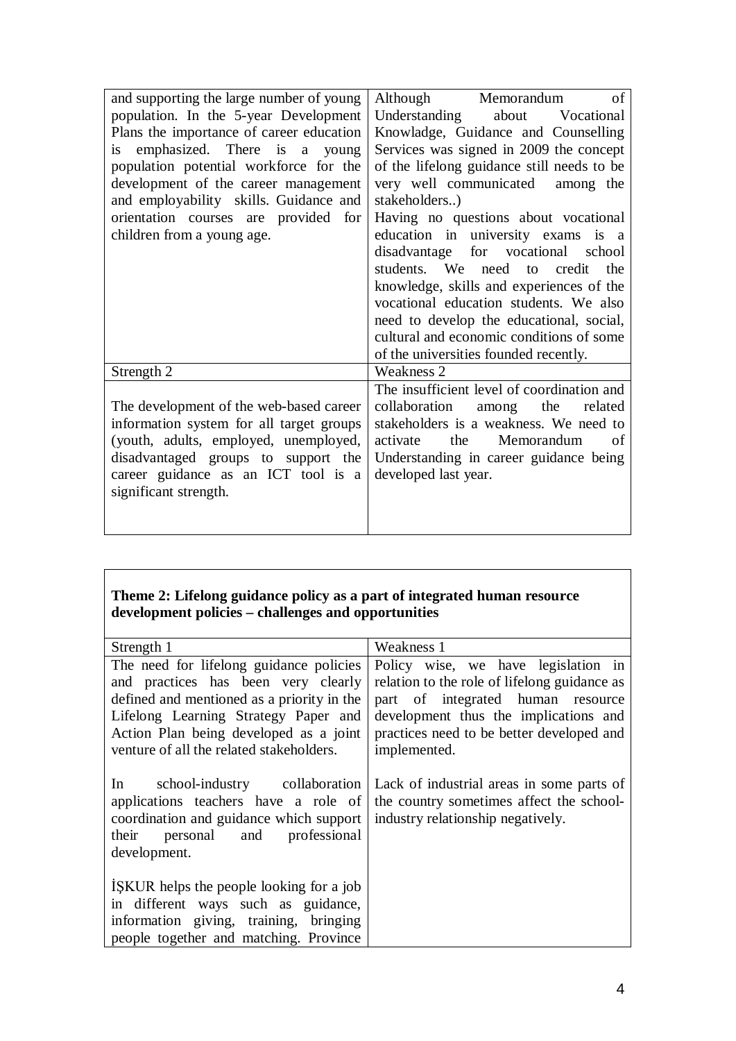| and supporting the large number of young population. In the 5-year Development Plans the importance of career education is emphasized. There is a young population potential workforce for the development of the career management and employability skills. Guidance and orientation courses are provided for children from a young age. | Although Memorandum of Understanding about Vocational Knowladge, Guidance and Counselling Services was signed in 2009 the concept of the lifelong guidance still needs to be very well communicated among the stakeholders..) Having no questions about vocational education in university exams is a disadvantage for vocational school students. We need to credit the knowledge, skills and experiences of the vocational education students. We also need to develop the educational, social, cultural and economic conditions of some of the universities founded recently. |
|---|---|
| Strength 2 | Weakness 2 |
| The development of the web-based career information system for all target groups (youth, adults, employed, unemployed, disadvantaged groups to support the career guidance as an ICT tool is a significant strength. | The insufficient level of coordination and collaboration among the related stakeholders is a weakness. We need to activate the Memorandum of Understanding in career guidance being developed last year. |

**Theme 2: Lifelong guidance policy as a part of integrated human resource development policies – challenges and opportunities**

| Strength 1 | Weakness 1 |
|---|---|
| The need for lifelong guidance policies and practices has been very clearly defined and mentioned as a priority in the Lifelong Learning Strategy Paper and Action Plan being developed as a joint venture of all the related stakeholders.<br><br>In school-industry collaboration applications teachers have a role of coordination and guidance which support their personal and professional development.<br><br>İŞKUR helps the people looking for a job in different ways such as guidance, information giving, training, bringing people together and matching. Province | Policy wise, we have legislation in relation to the role of lifelong guidance as part of integrated human resource development thus the implications and practices need to be better developed and implemented.<br><br>Lack of industrial areas in some parts of the country sometimes affect the school-industry relationship negatively. |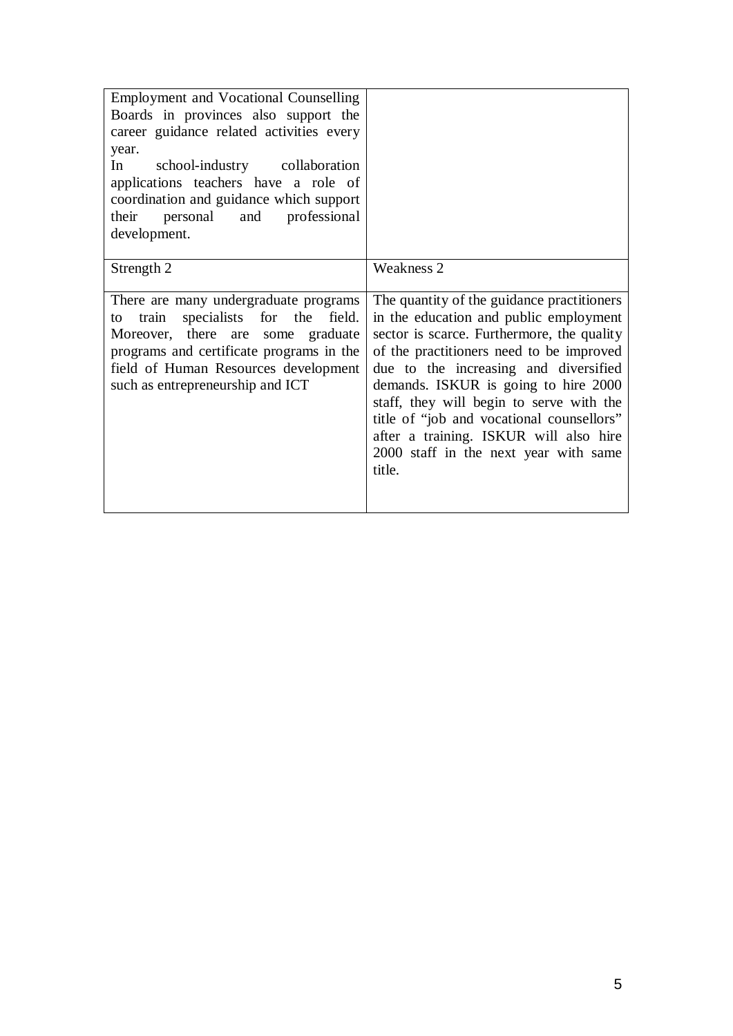| | |
|---|---|
| Employment and Vocational Counselling Boards in provinces also support the career guidance related activities every year.<br>In school-industry collaboration applications teachers have a role of coordination and guidance which support their personal and professional development. | |
| Strength 2 | Weakness 2 |
| There are many undergraduate programs to train specialists for the field. Moreover, there are some graduate programs and certificate programs in the field of Human Resources development such as entrepreneurship and ICT | The quantity of the guidance practitioners in the education and public employment sector is scarce. Furthermore, the quality of the practitioners need to be improved due to the increasing and diversified demands. ISKUR is going to hire 2000 staff, they will begin to serve with the title of "job and vocational counsellors" after a training. ISKUR will also hire 2000 staff in the next year with same title. |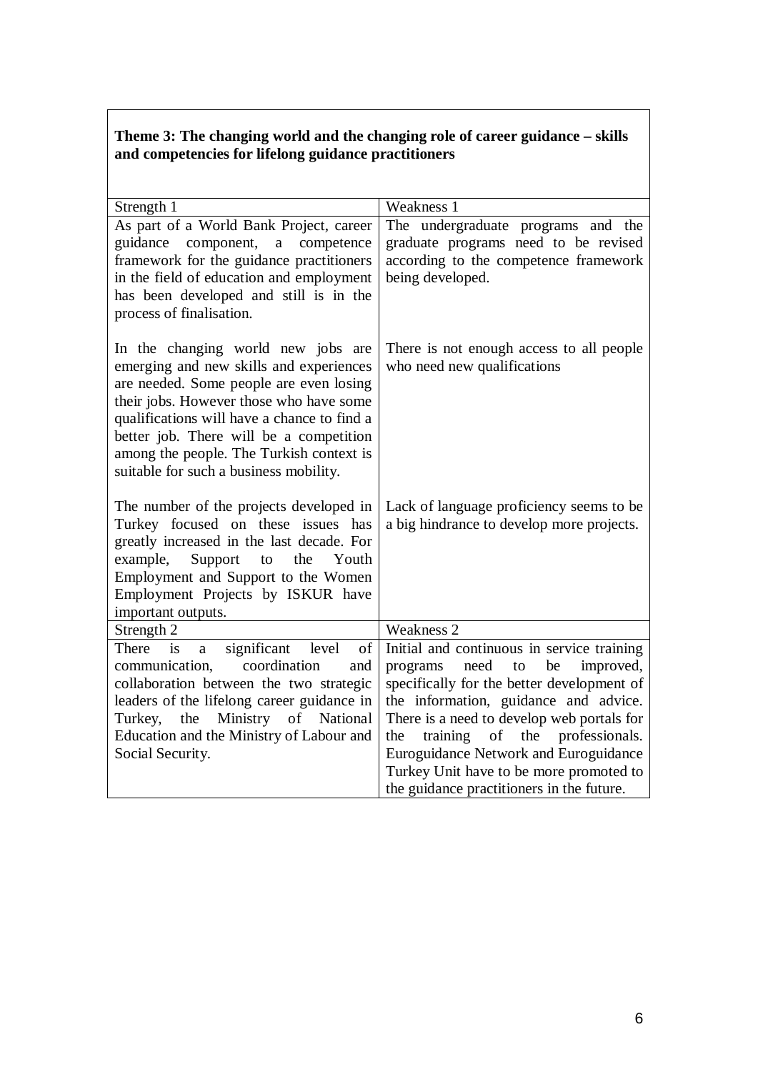**Theme 3: The changing world and the changing role of career guidance – skills and competencies for lifelong guidance practitioners**

| Strength 1 | Weakness 1 |
| --- | --- |
| As part of a World Bank Project, career guidance component, a competence framework for the guidance practitioners in the field of education and employment has been developed and still is in the process of finalisation. | The undergraduate programs and the graduate programs need to be revised according to the competence framework being developed. |
| In the changing world new jobs are emerging and new skills and experiences are needed. Some people are even losing their jobs. However those who have some qualifications will have a chance to find a better job. There will be a competition among the people. The Turkish context is suitable for such a business mobility. | There is not enough access to all people who need new qualifications |
| The number of the projects developed in Turkey focused on these issues has greatly increased in the last decade. For example, Support to the Youth Employment and Support to the Women Employment Projects by ISKUR have important outputs. | Lack of language proficiency seems to be a big hindrance to develop more projects. |
| **Strength 2** | **Weakness 2** |
| There is a significant level of communication, coordination and collaboration between the two strategic leaders of the lifelong career guidance in Turkey, the Ministry of National Education and the Ministry of Labour and Social Security. | Initial and continuous in service training programs need to be improved, specifically for the better development of the information, guidance and advice. There is a need to develop web portals for the training of the professionals. Euroguidance Network and Euroguidance Turkey Unit have to be more promoted to the guidance practitioners in the future. |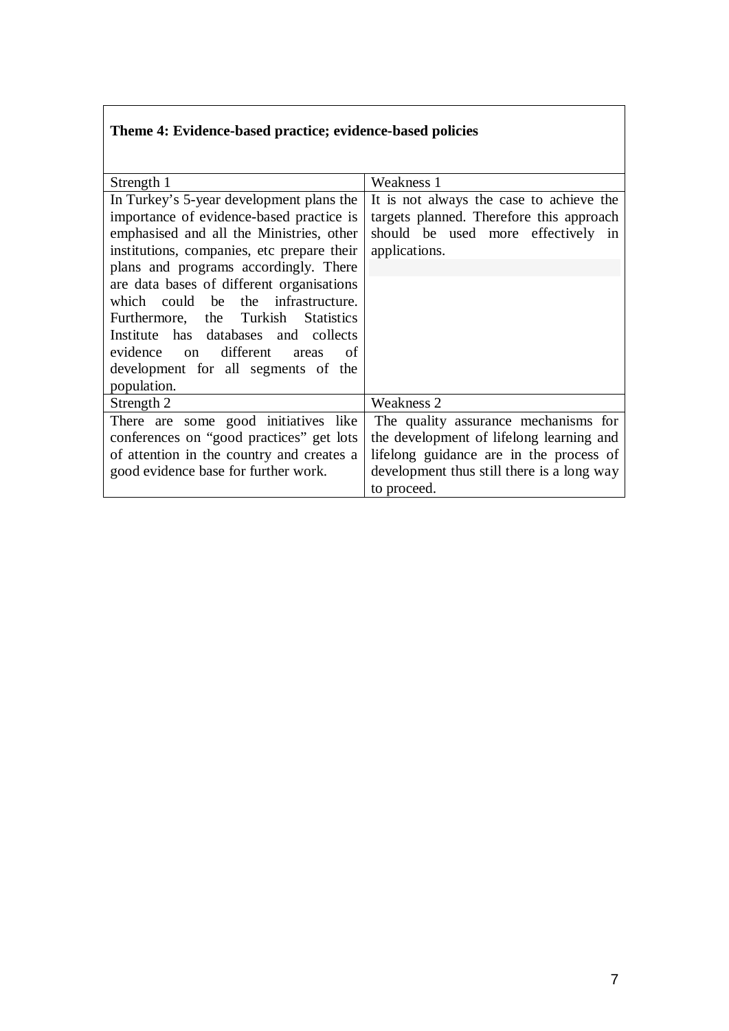| **Theme 4: Evidence-based practice; evidence-based policies** | |
|---|---|
| Strength 1 | Weakness 1 |
| In Turkey's 5-year development plans the importance of evidence-based practice is emphasised and all the Ministries, other institutions, companies, etc prepare their plans and programs accordingly. There are data bases of different organisations which could be the infrastructure. Furthermore, the Turkish Statistics Institute has databases and collects evidence on different areas of development for all segments of the population. | It is not always the case to achieve the targets planned. Therefore this approach should be used more effectively in applications. |
| Strength 2 | Weakness 2 |
| There are some good initiatives like conferences on "good practices" get lots of attention in the country and creates a good evidence base for further work. | The quality assurance mechanisms for the development of lifelong learning and lifelong guidance are in the process of development thus still there is a long way to proceed. |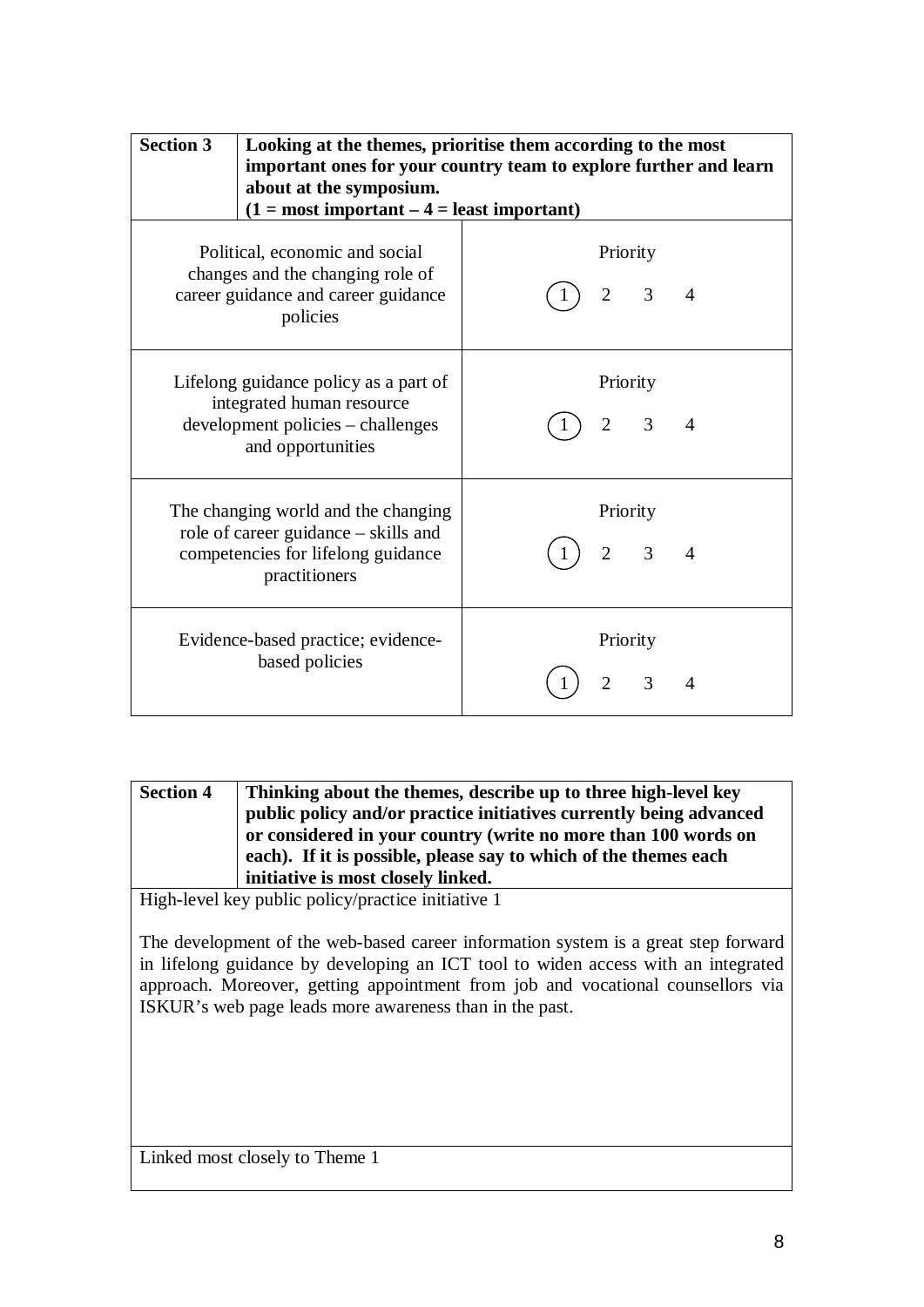| **Section 3** | **Looking at the themes, prioritise them according to the most important ones for your country team to explore further and learn about at the symposium. (1 = most important – 4 = least important)** |
|---|---|
| Political, economic and social changes and the changing role of career guidance and career guidance policies | Priority<br>(1) 2 3 4 |
| Lifelong guidance policy as a part of integrated human resource development policies – challenges and opportunities | Priority<br>(1) 2 3 4 |
| The changing world and the changing role of career guidance – skills and competencies for lifelong guidance practitioners | Priority<br>(1) 2 3 4 |
| Evidence-based practice; evidence-based policies | Priority<br>(1) 2 3 4 |

| **Section 4** | **Thinking about the themes, describe up to three high-level key public policy and/or practice initiatives currently being advanced or considered in your country (write no more than 100 words on each). If it is possible, please say to which of the themes each initiative is most closely linked.** |
|---|---|

High-level key public policy/practice initiative 1

The development of the web-based career information system is a great step forward in lifelong guidance by developing an ICT tool to widen access with an integrated approach. Moreover, getting appointment from job and vocational counsellors via ISKUR's web page leads more awareness than in the past.

Linked most closely to Theme 1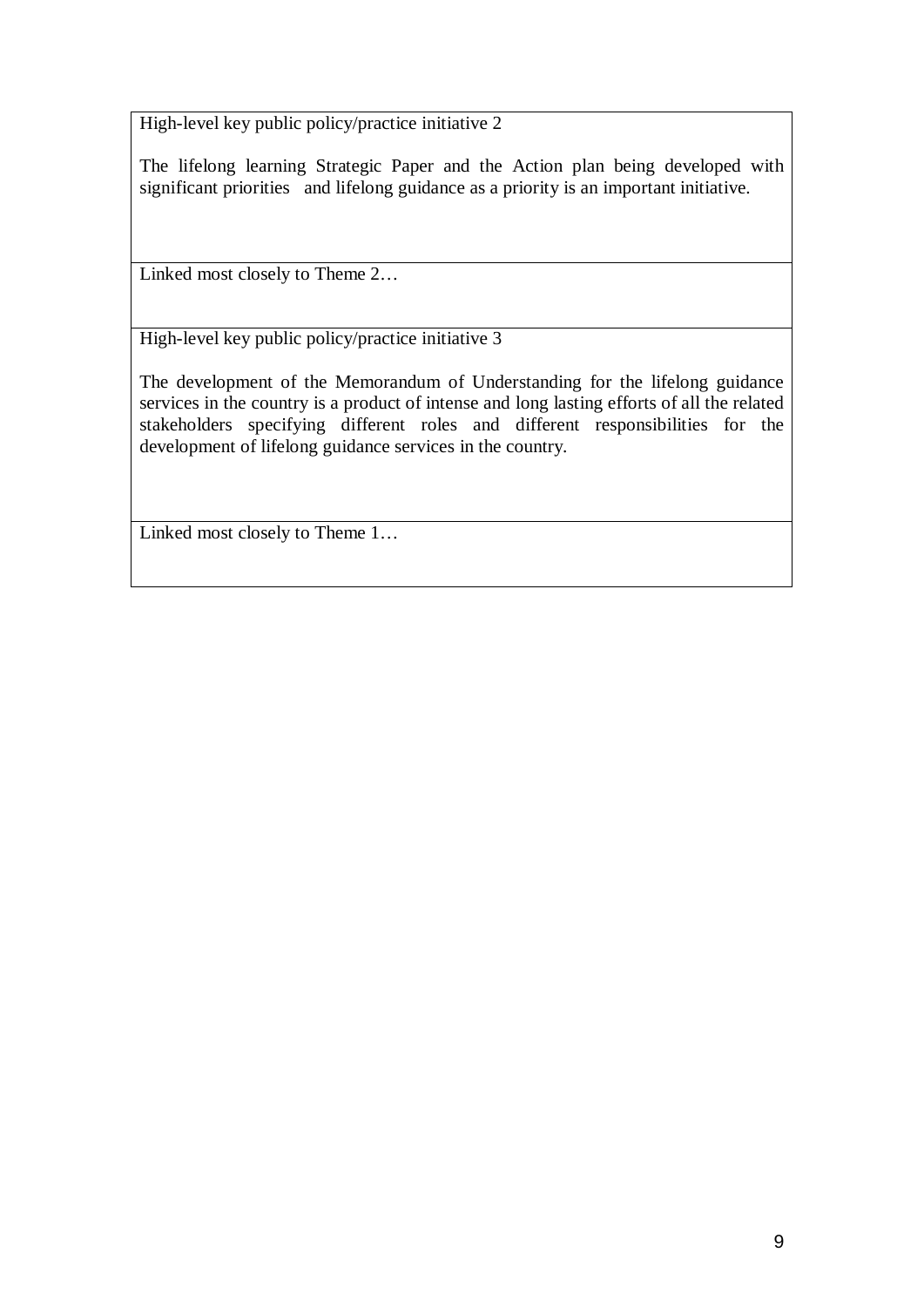| High-level key public policy/practice initiative 2<br><br>The lifelong learning Strategic Paper and the Action plan being developed with significant priorities and lifelong guidance as a priority is an important initiative. |
|---|
| Linked most closely to Theme 2… |
| High-level key public policy/practice initiative 3<br><br>The development of the Memorandum of Understanding for the lifelong guidance services in the country is a product of intense and long lasting efforts of all the related stakeholders specifying different roles and different responsibilities for the development of lifelong guidance services in the country. |
| Linked most closely to Theme 1… |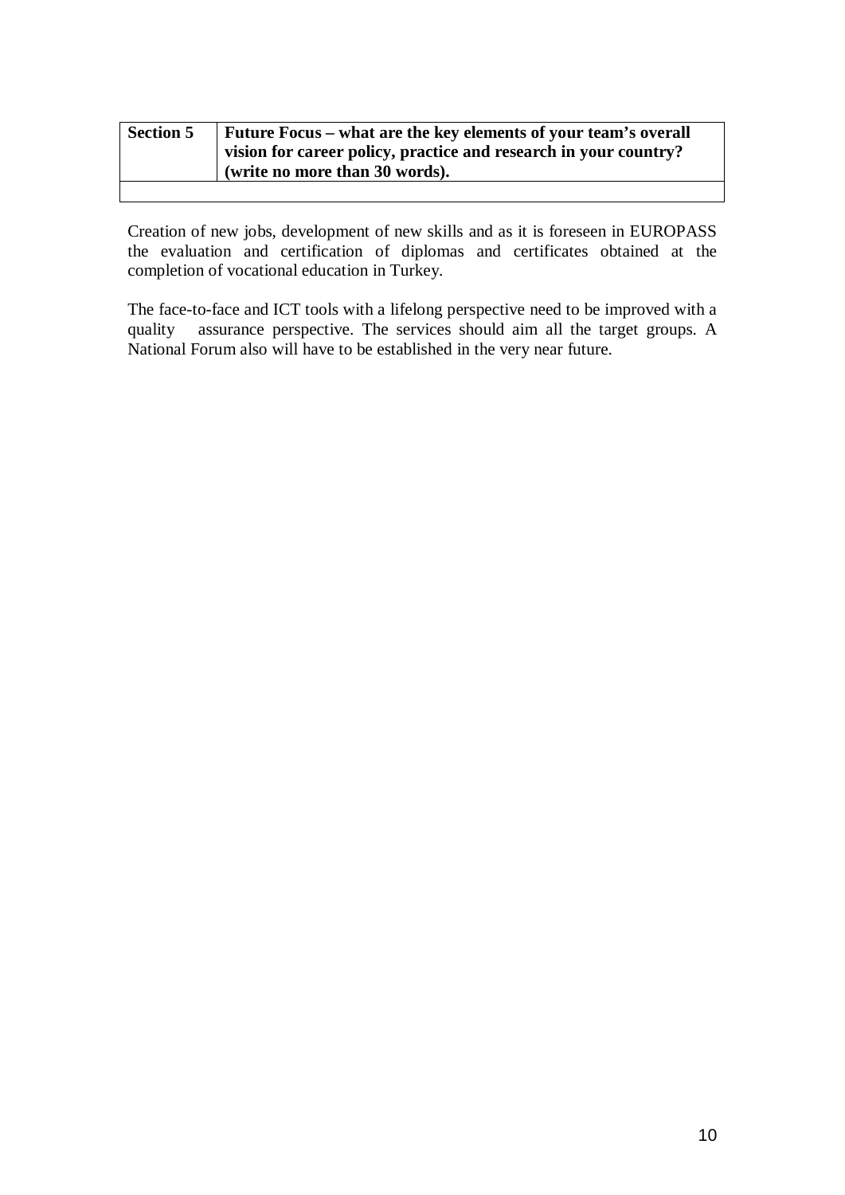| Section 5 | Future Focus – what are the key elements of your team's overall vision for career policy, practice and research in your country? (write no more than 30 words). |
| --- | --- |
| | |

Creation of new jobs, development of new skills and as it is foreseen in EUROPASS the evaluation and certification of diplomas and certificates obtained at the completion of vocational education in Turkey.

The face-to-face and ICT tools with a lifelong perspective need to be improved with a quality assurance perspective. The services should aim all the target groups. A National Forum also will have to be established in the very near future.